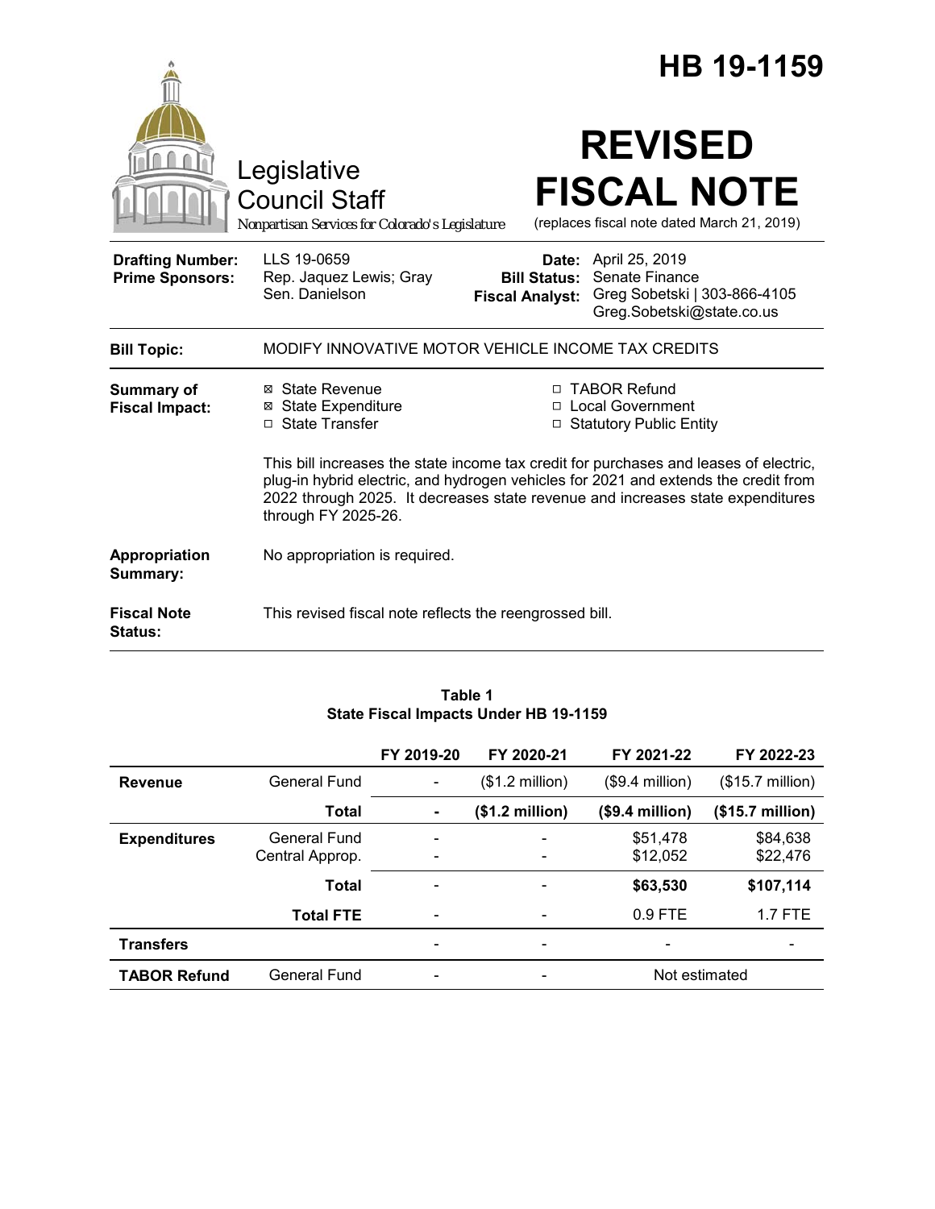# HB 19-1159

Legislative Council Staff

*Nonpartisan Services for Colorado's Legislature*

# REVISED FISCAL NOTE

(replaces fiscal note dated March 21, 2019)

| | | | |
|---|---|---|---|
| **Drafting Number:** | LLS 19-0659 | **Date:** | April 25, 2019 |
| **Prime Sponsors:** | Rep. Jaquez Lewis; Gray<br>Sen. Danielson | **Bill Status:** | Senate Finance |
| | | **Fiscal Analyst:** | Greg Sobetski \| 303-866-4105<br>Greg.Sobetski@state.co.us |

| | |
|---|---|
| **Bill Topic:** | MODIFY INNOVATIVE MOTOR VEHICLE INCOME TAX CREDITS |
| **Summary of Fiscal Impact:** | ☒ State Revenue<br>☒ State Expenditure<br>☐ State Transfer<br>☐ TABOR Refund<br>☐ Local Government<br>☐ Statutory Public Entity<br><br>This bill increases the state income tax credit for purchases and leases of electric, plug-in hybrid electric, and hydrogen vehicles for 2021 and extends the credit from 2022 through 2025. It decreases state revenue and increases state expenditures through FY 2025-26. |
| **Appropriation Summary:** | No appropriation is required. |
| **Fiscal Note Status:** | This revised fiscal note reflects the reengrossed bill. |

**Table 1**
**State Fiscal Impacts Under HB 19-1159**

| | | FY 2019-20 | FY 2020-21 | FY 2021-22 | FY 2022-23 |
|---|---|---|---|---|---|
| **Revenue** | General Fund | - | ($1.2 million) | ($9.4 million) | ($15.7 million) |
| | **Total** | **-** | **($1.2 million)** | **($9.4 million)** | **($15.7 million)** |
| **Expenditures** | General Fund<br>Central Approp. | -<br>- | -<br>- | $51,478<br>$12,052 | $84,638<br>$22,476 |
| | **Total** | - | - | **$63,530** | **$107,114** |
| | **Total FTE** | - | - | 0.9 FTE | 1.7 FTE |
| **Transfers** | | - | - | - | - |
| **TABOR Refund** | General Fund | - | - | Not estimated | |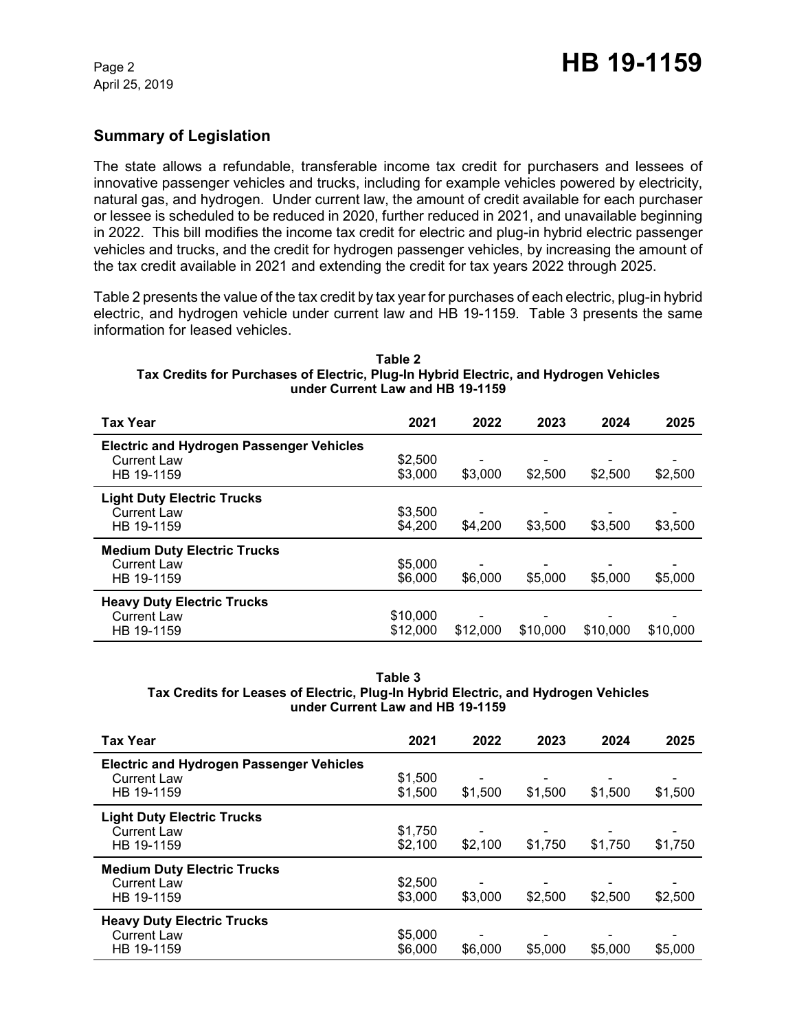## Summary of Legislation

The state allows a refundable, transferable income tax credit for purchasers and lessees of innovative passenger vehicles and trucks, including for example vehicles powered by electricity, natural gas, and hydrogen. Under current law, the amount of credit available for each purchaser or lessee is scheduled to be reduced in 2020, further reduced in 2021, and unavailable beginning in 2022. This bill modifies the income tax credit for electric and plug-in hybrid electric passenger vehicles and trucks, and the credit for hydrogen passenger vehicles, by increasing the amount of the tax credit available in 2021 and extending the credit for tax years 2022 through 2025.

Table 2 presents the value of the tax credit by tax year for purchases of each electric, plug-in hybrid electric, and hydrogen vehicle under current law and HB 19-1159. Table 3 presents the same information for leased vehicles.

**Table 2**
**Tax Credits for Purchases of Electric, Plug-In Hybrid Electric, and Hydrogen Vehicles under Current Law and HB 19-1159**

| Tax Year | 2021 | 2022 | 2023 | 2024 | 2025 |
|---|---|---|---|---|---|
| **Electric and Hydrogen Passenger Vehicles** | | | | | |
| Current Law | $2,500 | - | - | - | - |
| HB 19-1159 | $3,000 | $3,000 | $2,500 | $2,500 | $2,500 |
| **Light Duty Electric Trucks** | | | | | |
| Current Law | $3,500 | - | - | - | - |
| HB 19-1159 | $4,200 | $4,200 | $3,500 | $3,500 | $3,500 |
| **Medium Duty Electric Trucks** | | | | | |
| Current Law | $5,000 | - | - | - | - |
| HB 19-1159 | $6,000 | $6,000 | $5,000 | $5,000 | $5,000 |
| **Heavy Duty Electric Trucks** | | | | | |
| Current Law | $10,000 | - | - | - | - |
| HB 19-1159 | $12,000 | $12,000 | $10,000 | $10,000 | $10,000 |

**Table 3**
**Tax Credits for Leases of Electric, Plug-In Hybrid Electric, and Hydrogen Vehicles under Current Law and HB 19-1159**

| Tax Year | 2021 | 2022 | 2023 | 2024 | 2025 |
|---|---|---|---|---|---|
| **Electric and Hydrogen Passenger Vehicles** | | | | | |
| Current Law | $1,500 | - | - | - | - |
| HB 19-1159 | $1,500 | $1,500 | $1,500 | $1,500 | $1,500 |
| **Light Duty Electric Trucks** | | | | | |
| Current Law | $1,750 | - | - | - | - |
| HB 19-1159 | $2,100 | $2,100 | $1,750 | $1,750 | $1,750 |
| **Medium Duty Electric Trucks** | | | | | |
| Current Law | $2,500 | - | - | - | - |
| HB 19-1159 | $3,000 | $3,000 | $2,500 | $2,500 | $2,500 |
| **Heavy Duty Electric Trucks** | | | | | |
| Current Law | $5,000 | - | - | - | - |
| HB 19-1159 | $6,000 | $6,000 | $5,000 | $5,000 | $5,000 |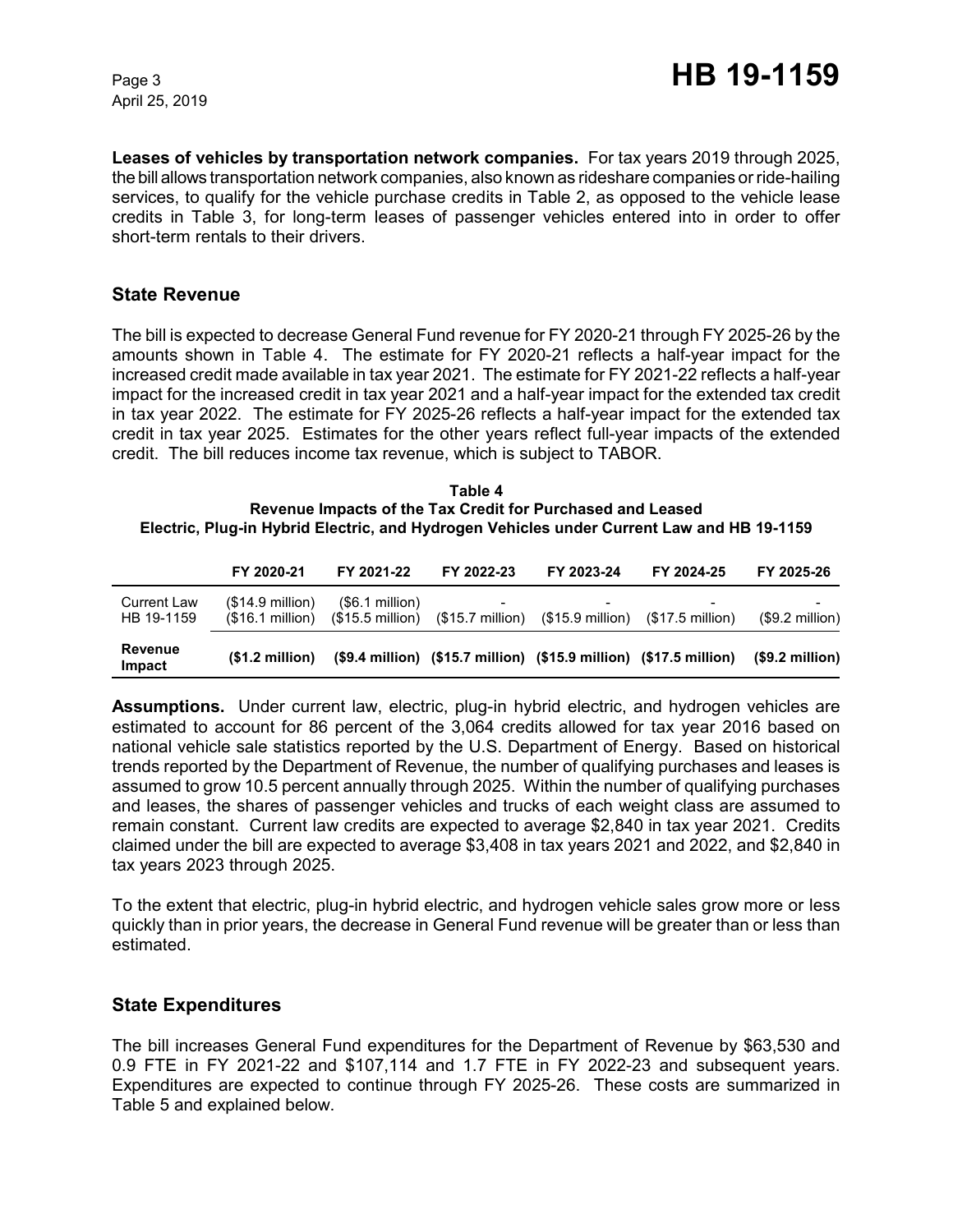**Leases of vehicles by transportation network companies.** For tax years 2019 through 2025, the bill allows transportation network companies, also known as rideshare companies or ride-hailing services, to qualify for the vehicle purchase credits in Table 2, as opposed to the vehicle lease credits in Table 3, for long-term leases of passenger vehicles entered into in order to offer short-term rentals to their drivers.

## State Revenue

The bill is expected to decrease General Fund revenue for FY 2020-21 through FY 2025-26 by the amounts shown in Table 4. The estimate for FY 2020-21 reflects a half-year impact for the increased credit made available in tax year 2021. The estimate for FY 2021-22 reflects a half-year impact for the increased credit in tax year 2021 and a half-year impact for the extended tax credit in tax year 2022. The estimate for FY 2025-26 reflects a half-year impact for the extended tax credit in tax year 2025. Estimates for the other years reflect full-year impacts of the extended credit. The bill reduces income tax revenue, which is subject to TABOR.

**Table 4**
**Revenue Impacts of the Tax Credit for Purchased and Leased Electric, Plug-in Hybrid Electric, and Hydrogen Vehicles under Current Law and HB 19-1159**

| | FY 2020-21 | FY 2021-22 | FY 2022-23 | FY 2023-24 | FY 2024-25 | FY 2025-26 |
|---|---|---|---|---|---|---|
| Current Law | ($14.9 million) | ($6.1 million) | - | - | - | - |
| HB 19-1159 | ($16.1 million) | ($15.5 million) | ($15.7 million) | ($15.9 million) | ($17.5 million) | ($9.2 million) |
| **Revenue Impact** | **($1.2 million)** | **($9.4 million)** | **($15.7 million)** | **($15.9 million)** | **($17.5 million)** | **($9.2 million)** |

**Assumptions.** Under current law, electric, plug-in hybrid electric, and hydrogen vehicles are estimated to account for 86 percent of the 3,064 credits allowed for tax year 2016 based on national vehicle sale statistics reported by the U.S. Department of Energy. Based on historical trends reported by the Department of Revenue, the number of qualifying purchases and leases is assumed to grow 10.5 percent annually through 2025. Within the number of qualifying purchases and leases, the shares of passenger vehicles and trucks of each weight class are assumed to remain constant. Current law credits are expected to average $2,840 in tax year 2021. Credits claimed under the bill are expected to average $3,408 in tax years 2021 and 2022, and $2,840 in tax years 2023 through 2025.

To the extent that electric, plug-in hybrid electric, and hydrogen vehicle sales grow more or less quickly than in prior years, the decrease in General Fund revenue will be greater than or less than estimated.

## State Expenditures

The bill increases General Fund expenditures for the Department of Revenue by $63,530 and 0.9 FTE in FY 2021-22 and $107,114 and 1.7 FTE in FY 2022-23 and subsequent years. Expenditures are expected to continue through FY 2025-26. These costs are summarized in Table 5 and explained below.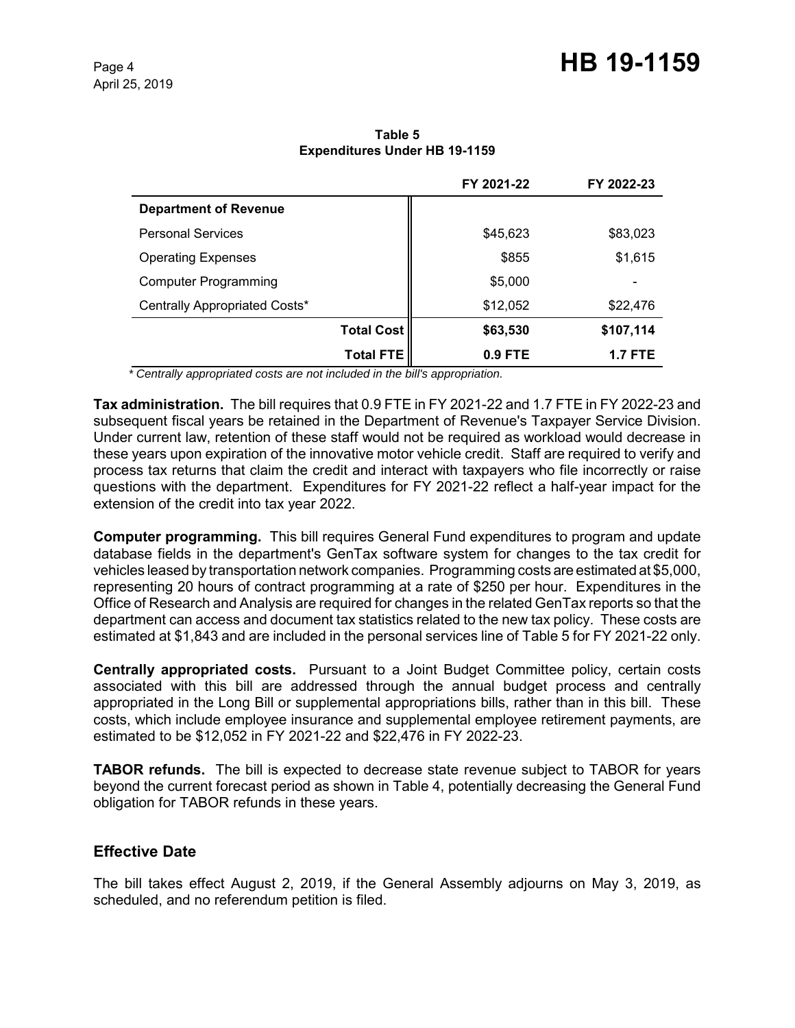**Table 5**
**Expenditures Under HB 19-1159**

| | FY 2021-22 | FY 2022-23 |
|---|---|---|
| **Department of Revenue** | | |
| Personal Services | $45,623 | $83,023 |
| Operating Expenses | $855 | $1,615 |
| Computer Programming | $5,000 | - |
| Centrally Appropriated Costs* | $12,052 | $22,476 |
| **Total Cost** | **$63,530** | **$107,114** |
| **Total FTE** | **0.9 FTE** | **1.7 FTE** |

*\* Centrally appropriated costs are not included in the bill's appropriation.*

**Tax administration.** The bill requires that 0.9 FTE in FY 2021-22 and 1.7 FTE in FY 2022-23 and subsequent fiscal years be retained in the Department of Revenue's Taxpayer Service Division. Under current law, retention of these staff would not be required as workload would decrease in these years upon expiration of the innovative motor vehicle credit. Staff are required to verify and process tax returns that claim the credit and interact with taxpayers who file incorrectly or raise questions with the department. Expenditures for FY 2021-22 reflect a half-year impact for the extension of the credit into tax year 2022.

**Computer programming.** This bill requires General Fund expenditures to program and update database fields in the department's GenTax software system for changes to the tax credit for vehicles leased by transportation network companies. Programming costs are estimated at $5,000, representing 20 hours of contract programming at a rate of $250 per hour. Expenditures in the Office of Research and Analysis are required for changes in the related GenTax reports so that the department can access and document tax statistics related to the new tax policy. These costs are estimated at $1,843 and are included in the personal services line of Table 5 for FY 2021-22 only.

**Centrally appropriated costs.** Pursuant to a Joint Budget Committee policy, certain costs associated with this bill are addressed through the annual budget process and centrally appropriated in the Long Bill or supplemental appropriations bills, rather than in this bill. These costs, which include employee insurance and supplemental employee retirement payments, are estimated to be $12,052 in FY 2021-22 and $22,476 in FY 2022-23.

**TABOR refunds.** The bill is expected to decrease state revenue subject to TABOR for years beyond the current forecast period as shown in Table 4, potentially decreasing the General Fund obligation for TABOR refunds in these years.

## Effective Date

The bill takes effect August 2, 2019, if the General Assembly adjourns on May 3, 2019, as scheduled, and no referendum petition is filed.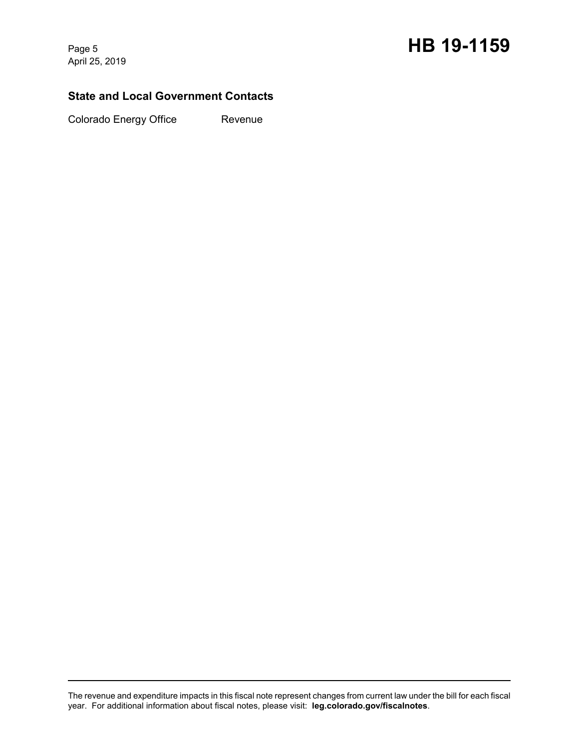## State and Local Government Contacts

Colorado Energy Office Revenue

The revenue and expenditure impacts in this fiscal note represent changes from current law under the bill for each fiscal year. For additional information about fiscal notes, please visit: **leg.colorado.gov/fiscalnotes**.